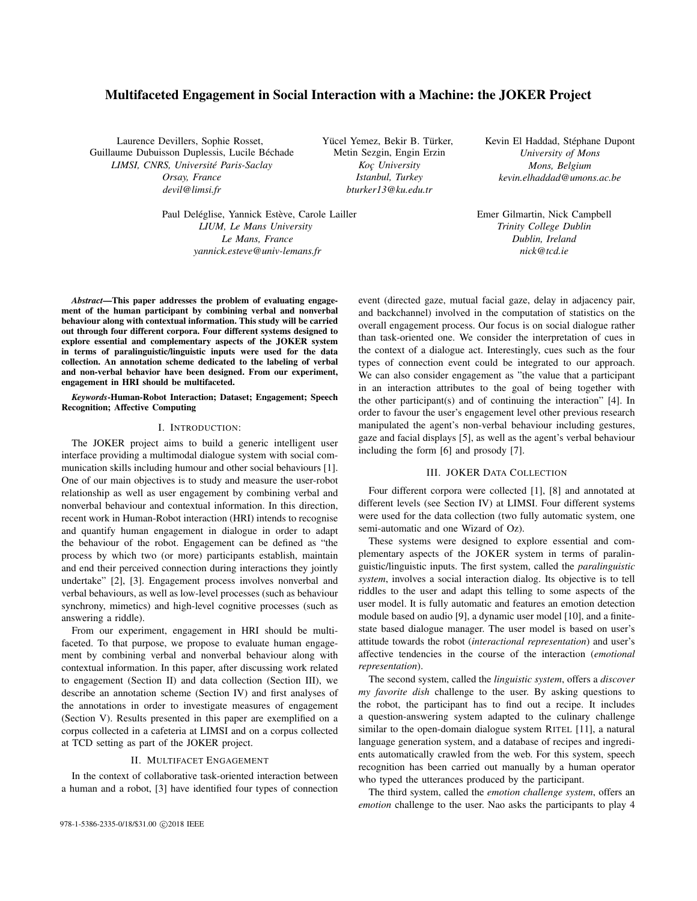# Multifaceted Engagement in Social Interaction with a Machine: the JOKER Project

Laurence Devillers, Sophie Rosset, Guillaume Dubuisson Duplessis, Lucile Béchade
*LIMSI, CNRS, Université Paris-Saclay*
*Orsay, France*
*devil@limsi.fr*

Yücel Yemez, Bekir B. Türker, Metin Sezgin, Engin Erzin
*Koç University*
*Istanbul, Turkey*
*bturker13@ku.edu.tr*

Kevin El Haddad, Stéphane Dupont
*University of Mons*
*Mons, Belgium*
*kevin.elhaddad@umons.ac.be*

Paul Deléglise, Yannick Estève, Carole Lailler
*LIUM, Le Mans University*
*Le Mans, France*
*yannick.esteve@univ-lemans.fr*

Emer Gilmartin, Nick Campbell
*Trinity College Dublin*
*Dublin, Ireland*
*nick@tcd.ie*

***Abstract*—This paper addresses the problem of evaluating engagement of the human participant by combining verbal and nonverbal behaviour along with contextual information. This study will be carried out through four different corpora. Four different systems designed to explore essential and complementary aspects of the JOKER system in terms of paralinguistic/linguistic inputs were used for the data collection. An annotation scheme dedicated to the labeling of verbal and non-verbal behavior have been designed. From our experiment, engagement in HRI should be multifaceted.**

***Keywords*-Human-Robot Interaction; Dataset; Engagement; Speech Recognition; Affective Computing**

## I. Introduction:

The JOKER project aims to build a generic intelligent user interface providing a multimodal dialogue system with social communication skills including humour and other social behaviours [1]. One of our main objectives is to study and measure the user-robot relationship as well as user engagement by combining verbal and nonverbal behaviour and contextual information. In this direction, recent work in Human-Robot interaction (HRI) intends to recognise and quantify human engagement in dialogue in order to adapt the behaviour of the robot. Engagement can be defined as "the process by which two (or more) participants establish, maintain and end their perceived connection during interactions they jointly undertake" [2], [3]. Engagement process involves nonverbal and verbal behaviours, as well as low-level processes (such as behaviour synchrony, mimetics) and high-level cognitive processes (such as answering a riddle).

From our experiment, engagement in HRI should be multifaceted. To that purpose, we propose to evaluate human engagement by combining verbal and nonverbal behaviour along with contextual information. In this paper, after discussing work related to engagement (Section II) and data collection (Section III), we describe an annotation scheme (Section IV) and first analyses of the annotations in order to investigate measures of engagement (Section V). Results presented in this paper are exemplified on a corpus collected in a cafeteria at LIMSI and on a corpus collected at TCD setting as part of the JOKER project.

## II. Multifacet Engagement

In the context of collaborative task-oriented interaction between a human and a robot, [3] have identified four types of connection event (directed gaze, mutual facial gaze, delay in adjacency pair, and backchannel) involved in the computation of statistics on the overall engagement process. Our focus is on social dialogue rather than task-oriented one. We consider the interpretation of cues in the context of a dialogue act. Interestingly, cues such as the four types of connection event could be integrated to our approach. We can also consider engagement as "the value that a participant in an interaction attributes to the goal of being together with the other participant(s) and of continuing the interaction" [4]. In order to favour the user's engagement level other previous research manipulated the agent's non-verbal behaviour including gestures, gaze and facial displays [5], as well as the agent's verbal behaviour including the form [6] and prosody [7].

## III. JOKER Data Collection

Four different corpora were collected [1], [8] and annotated at different levels (see Section IV) at LIMSI. Four different systems were used for the data collection (two fully automatic system, one semi-automatic and one Wizard of Oz).

These systems were designed to explore essential and complementary aspects of the JOKER system in terms of paralinguistic/linguistic inputs. The first system, called the *paralinguistic system*, involves a social interaction dialog. Its objective is to tell riddles to the user and adapt this telling to some aspects of the user model. It is fully automatic and features an emotion detection module based on audio [9], a dynamic user model [10], and a finite-state based dialogue manager. The user model is based on user's attitude towards the robot (*interactional representation*) and user's affective tendencies in the course of the interaction (*emotional representation*).

The second system, called the *linguistic system*, offers a *discover my favorite dish* challenge to the user. By asking questions to the robot, the participant has to find out a recipe. It includes a question-answering system adapted to the culinary challenge similar to the open-domain dialogue system RITEL [11], a natural language generation system, and a database of recipes and ingredients automatically crawled from the web. For this system, speech recognition has been carried out manually by a human operator who typed the utterances produced by the participant.

The third system, called the *emotion challenge system*, offers an *emotion* challenge to the user. Nao asks the participants to play 4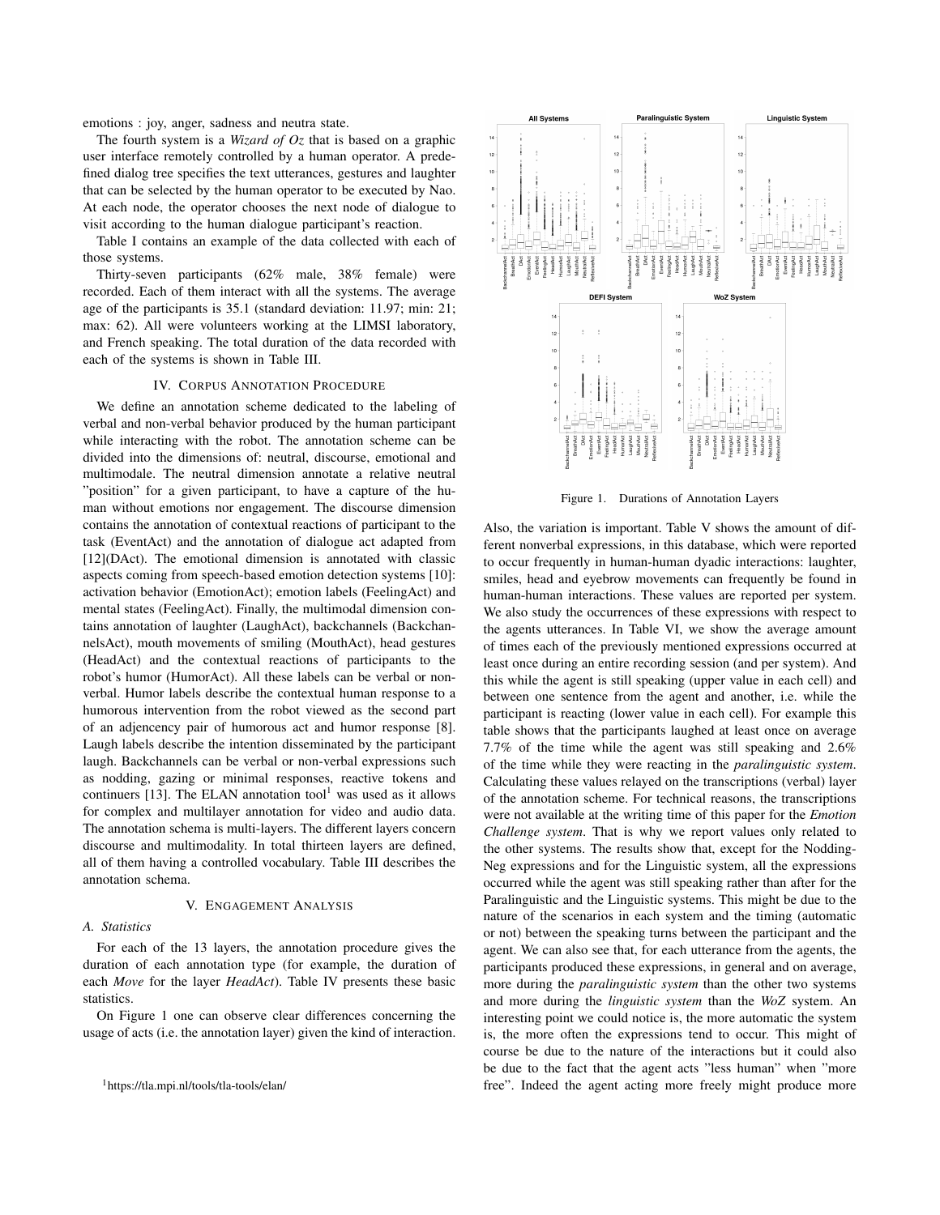emotions : joy, anger, sadness and neutra state.

The fourth system is a *Wizard of Oz* that is based on a graphic user interface remotely controlled by a human operator. A predefined dialog tree specifies the text utterances, gestures and laughter that can be selected by the human operator to be executed by Nao. At each node, the operator chooses the next node of dialogue to visit according to the human dialogue participant's reaction.

Table I contains an example of the data collected with each of those systems.

Thirty-seven participants (62% male, 38% female) were recorded. Each of them interact with all the systems. The average age of the participants is 35.1 (standard deviation: 11.97; min: 21; max: 62). All were volunteers working at the LIMSI laboratory, and French speaking. The total duration of the data recorded with each of the systems is shown in Table III.

## IV. Corpus Annotation Procedure

We define an annotation scheme dedicated to the labeling of verbal and non-verbal behavior produced by the human participant while interacting with the robot. The annotation scheme can be divided into the dimensions of: neutral, discourse, emotional and multimodale. The neutral dimension annotate a relative neutral "position" for a given participant, to have a capture of the human without emotions nor engagement. The discourse dimension contains the annotation of contextual reactions of participant to the task (EventAct) and the annotation of dialogue act adapted from [12](DAct). The emotional dimension is annotated with classic aspects coming from speech-based emotion detection systems [10]: activation behavior (EmotionAct); emotion labels (FeelingAct) and mental states (FeelingAct). Finally, the multimodal dimension contains annotation of laughter (LaughAct), backchannels (BackchannelsAct), mouth movements of smiling (MouthAct), head gestures (HeadAct) and the contextual reactions of participants to the robot's humor (HumorAct). All these labels can be verbal or non-verbal. Humor labels describe the contextual human response to a humorous intervention from the robot viewed as the second part of an adjencency pair of humorous act and humor response [8]. Laugh labels describe the intention disseminated by the participant laugh. Backchannels can be verbal or non-verbal expressions such as nodding, gazing or minimal responses, reactive tokens and continuers [13]. The ELAN annotation tool[1] was used as it allows for complex and multilayer annotation for video and audio data. The annotation schema is multi-layers. The different layers concern discourse and multimodality. In total thirteen layers are defined, all of them having a controlled vocabulary. Table III describes the annotation schema.

## V. Engagement Analysis

### A. Statistics

For each of the 13 layers, the annotation procedure gives the duration of each annotation type (for example, the duration of each *Move* for the layer *HeadAct*). Table IV presents these basic statistics.

On Figure 1 one can observe clear differences concerning the usage of acts (i.e. the annotation layer) given the kind of interaction.

[1]https://tla.mpi.nl/tools/tla-tools/elan/

All Systems
Paralinguistic System
Linguistic System
DEFI System
WoZ System
14
12
10
8
6
4
2
BackchannelAct
BreathAct
DAct
EmotionAct
EventAct
FeelingAct
HeadAct
HumorAct
LaughAct
MouthAct
NeutralAct
ReflexiveAct

Figure 1. Durations of Annotation Layers

Also, the variation is important. Table V shows the amount of different nonverbal expressions, in this database, which were reported to occur frequently in human-human dyadic interactions: laughter, smiles, head and eyebrow movements can frequently be found in human-human interactions. These values are reported per system. We also study the occurrences of these expressions with respect to the agents utterances. In Table VI, we show the average amount of times each of the previously mentioned expressions occurred at least once during an entire recording session (and per system). And this while the agent is still speaking (upper value in each cell) and between one sentence from the agent and another, i.e. while the participant is reacting (lower value in each cell). For example this table shows that the participants laughed at least once on average 7.7% of the time while the agent was still speaking and 2.6% of the time while they were reacting in the *paralinguistic system*. Calculating these values relayed on the transcriptions (verbal) layer of the annotation scheme. For technical reasons, the transcriptions were not available at the writing time of this paper for the *Emotion Challenge system*. That is why we report values only related to the other systems. The results show that, except for the Nodding-Neg expressions and for the Linguistic system, all the expressions occurred while the agent was still speaking rather than after for the Paralinguistic and the Linguistic systems. This might be due to the nature of the scenarios in each system and the timing (automatic or not) between the speaking turns between the participant and the agent. We can also see that, for each utterance from the agents, the participants produced these expressions, in general and on average, more during the *paralinguistic system* than the other two systems and more during the *linguistic system* than the *WoZ* system. An interesting point we could notice is, the more automatic the system is, the more often the expressions tend to occur. This might of course be due to the nature of the interactions but it could also be due to the fact that the agent acts "less human" when "more free". Indeed the agent acting more freely might produce more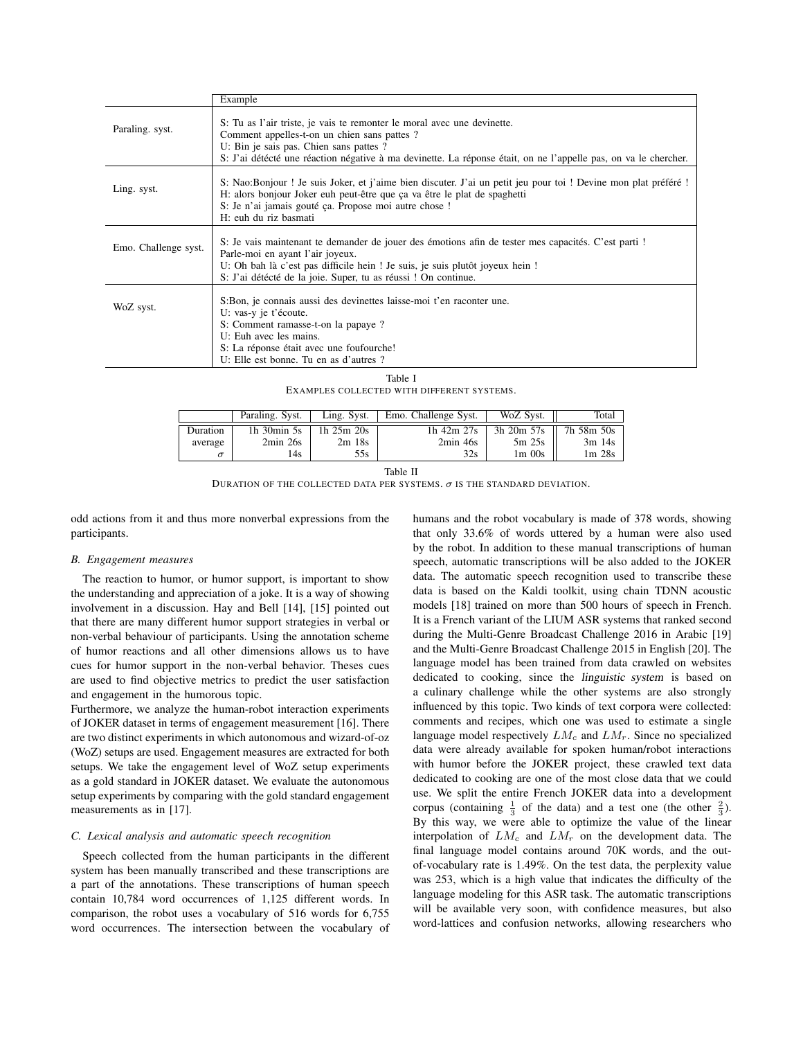| | Example |
|---|---|
| Paraling. syst. | S: Tu as l'air triste, je vais te remonter le moral avec une devinette.<br>Comment appelles-t-on un chien sans pattes ?<br>U: Bin je sais pas. Chien sans pattes ?<br>S: J'ai détécté une réaction négative à ma devinette. La réponse était, on ne l'appelle pas, on va le chercher. |
| Ling. syst. | S: Nao:Bonjour ! Je suis Joker, et j'aime bien discuter. J'ai un petit jeu pour toi ! Devine mon plat préféré !<br>H: alors bonjour Joker euh peut-être que ça va être le plat de spaghetti<br>S: Je n'ai jamais gouté ça. Propose moi autre chose !<br>H: euh du riz basmati |
| Emo. Challenge syst. | S: Je vais maintenant te demander de jouer des émotions afin de tester mes capacités. C'est parti !<br>Parle-moi en ayant l'air joyeux.<br>U: Oh bah là c'est pas difficile hein ! Je suis, je suis plutôt joyeux hein !<br>S: J'ai détécté de la joie. Super, tu as réussi ! On continue. |
| WoZ syst. | S:Bon, je connais aussi des devinettes laisse-moi t'en raconter une.<br>U: vas-y je t'écoute.<br>S: Comment ramasse-t-on la papaye ?<br>U: Euh avec les mains.<br>S: La réponse était avec une foufourche!<br>U: Elle est bonne. Tu en as d'autres ? |

Table I
EXAMPLES COLLECTED WITH DIFFERENT SYSTEMS.

| | Paraling. Syst. | Ling. Syst. | Emo. Challenge Syst. | WoZ Syst. | Total |
|---|---|---|---|---|---|
| Duration | 1h 30min 5s | 1h 25m 20s | 1h 42m 27s | 3h 20m 57s | 7h 58m 50s |
| average | 2min 26s | 2m 18s | 2min 46s | 5m 25s | 3m 14s |
| $\sigma$ | 14s | 55s | 32s | 1m 00s | 1m 28s |

Table II
DURATION OF THE COLLECTED DATA PER SYSTEMS. $\sigma$ IS THE STANDARD DEVIATION.

odd actions from it and thus more nonverbal expressions from the participants.

### B. Engagement measures

The reaction to humor, or humor support, is important to show the understanding and appreciation of a joke. It is a way of showing involvement in a discussion. Hay and Bell [14], [15] pointed out that there are many different humor support strategies in verbal or non-verbal behaviour of participants. Using the annotation scheme of humor reactions and all other dimensions allows us to have cues for humor support in the non-verbal behavior. Theses cues are used to find objective metrics to predict the user satisfaction and engagement in the humorous topic.
Furthermore, we analyze the human-robot interaction experiments of JOKER dataset in terms of engagement measurement [16]. There are two distinct experiments in which autonomous and wizard-of-oz (WoZ) setups are used. Engagement measures are extracted for both setups. We take the engagement level of WoZ setup experiments as a gold standard in JOKER dataset. We evaluate the autonomous setup experiments by comparing with the gold standard engagement measurements as in [17].

### C. Lexical analysis and automatic speech recognition

Speech collected from the human participants in the different system has been manually transcribed and these transcriptions are a part of the annotations. These transcriptions of human speech contain 10,784 word occurrences of 1,125 different words. In comparison, the robot uses a vocabulary of 516 words for 6,755 word occurrences. The intersection between the vocabulary of humans and the robot vocabulary is made of 378 words, showing that only 33.6% of words uttered by a human were also used by the robot. In addition to these manual transcriptions of human speech, automatic transcriptions will be also added to the JOKER data. The automatic speech recognition used to transcribe these data is based on the Kaldi toolkit, using chain TDNN acoustic models [18] trained on more than 500 hours of speech in French. It is a French variant of the LIUM ASR systems that ranked second during the Multi-Genre Broadcast Challenge 2016 in Arabic [19] and the Multi-Genre Broadcast Challenge 2015 in English [20]. The language model has been trained from data crawled on websites dedicated to cooking, since the *linguistic system* is based on a culinary challenge while the other systems are also strongly influenced by this topic. Two kinds of text corpora were collected: comments and recipes, which one was used to estimate a single language model respectively $LM_c$ and $LM_r$. Since no specialized data were already available for spoken human/robot interactions with humor before the JOKER project, these crawled text data dedicated to cooking are one of the most close data that we could use. We split the entire French JOKER data into a development corpus (containing $\frac{1}{3}$ of the data) and a test one (the other $\frac{2}{3}$). By this way, we were able to optimize the value of the linear interpolation of $LM_c$ and $LM_r$ on the development data. The final language model contains around 70K words, and the out-of-vocabulary rate is 1.49%. On the test data, the perplexity value was 253, which is a high value that indicates the difficulty of the language modeling for this ASR task. The automatic transcriptions will be available very soon, with confidence measures, but also word-lattices and confusion networks, allowing researchers who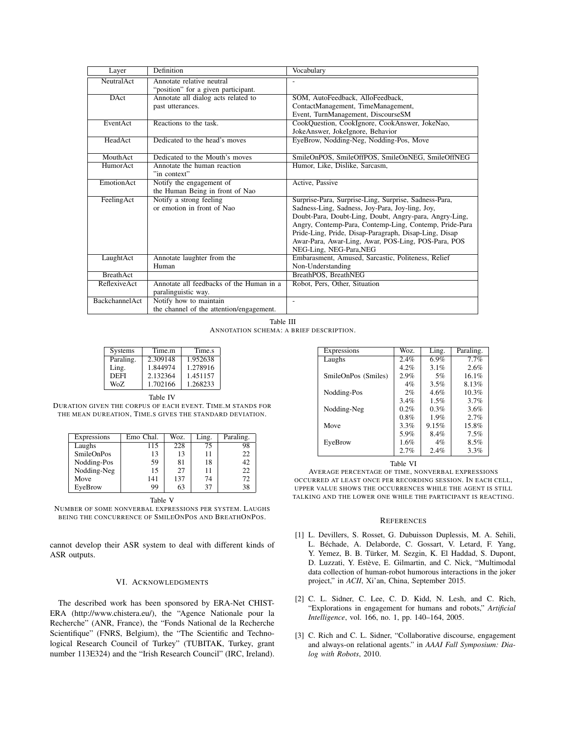| Layer | Definition | Vocabulary |
| --- | --- | --- |
| NeutralAct | Annotate relative neutral "position" for a given participant. | - |
| DAct | Annotate all dialog acts related to past utterances. | SOM, AutoFeedback, AlloFeedback, ContactManagement, TimeManagement, Event, TurnManagement, DiscourseSM |
| EventAct | Reactions to the task. | CookQuestion, CookIgnore, CookAnswer, JokeNao, JokeAnswer, JokeIgnore, Behavior |
| HeadAct | Dedicated to the head's moves | EyeBrow, Nodding-Neg, Nodding-Pos, Move |
| MouthAct | Dedicated to the Mouth's moves | SmileOnPOS, SmileOffPOS, SmileOnNEG, SmileOffNEG |
| HumorAct | Annotate the human reaction "in context" | Humor, Like, Dislike, Sarcasm, |
| EmotionAct | Notify the engagement of the Human Being in front of Nao | Active, Passive |
| FeelingAct | Notify a strong feeling or emotion in front of Nao | Surprise-Para, Surprise-Ling, Surprise, Sadness-Para, Sadness-Ling, Sadness, Joy-Para, Joy-ling, Joy, Doubt-Para, Doubt-Ling, Doubt, Angry-para, Angry-Ling, Angry, Contemp-Para, Contemp-Ling, Contemp, Pride-Para Pride-Ling, Pride, Disap-Paragraph, Disap-Ling, Disap Awar-Para, Awar-Ling, Awar, POS-Ling, POS-Para, POS NEG-Ling, NEG-Para,NEG |
| LaughtAct | Annotate laughter from the Human | Embarasment, Amused, Sarcastic, Politeness, Relief Non-Understanding |
| BreathAct | | BreathPOS, BreathNEG |
| ReflexiveAct | Annotate all feedbacks of the Human in a paralinguistic way. | Robot, Pers, Other, Situation |
| BackchannelAct | Notify how to maintain the channel of the attention/engagement. | - |

Table III
ANNOTATION SCHEMA: A BRIEF DESCRIPTION.

| Systems | Time.m | Time.s |
| --- | --- | --- |
| Paraling. | 2.309148 | 1.952638 |
| Ling. | 1.844974 | 1.278916 |
| DEFI | 2.132364 | 1.451157 |
| WoZ | 1.702166 | 1.268233 |

Table IV
DURATION GIVEN THE CORPUS OF EACH EVENT. TIME.M STANDS FOR THE MEAN DUREATION, TIME.S GIVES THE STANDARD DEVIATION.

| Expressions | Emo Chal. | Woz. | Ling. | Paraling. |
| --- | --- | --- | --- | --- |
| Laughs | 115 | 228 | 75 | 98 |
| SmileOnPos | 13 | 13 | 11 | 22 |
| Nodding-Pos | 59 | 81 | 18 | 42 |
| Nodding-Neg | 15 | 27 | 11 | 22 |
| Move | 141 | 137 | 74 | 72 |
| EyeBrow | 99 | 63 | 37 | 38 |

Table V
NUMBER OF SOME NONVERBAL EXPRESSIONS PER SYSTEM. LAUGHS BEING THE CONCURRENCE OF SMILEONPOS AND BREATHONPOS.

cannot develop their ASR system to deal with different kinds of ASR outputs.

## VI. ACKNOWLEDGMENTS

The described work has been sponsored by ERA-Net CHIST-ERA (http://www.chistera.eu/), the "Agence Nationale pour la Recherche" (ANR, France), the "Fonds National de la Recherche Scientifique" (FNRS, Belgium), the "The Scientific and Technological Research Council of Turkey" (TUBITAK, Turkey, grant number 113E324) and the "Irish Research Council" (IRC, Ireland).

| Expressions | Woz. | Ling. | Paraling. |
| --- | --- | --- | --- |
| Laughs | 2.4% | 6.9% | 7.7% |
| | 4.2% | 3.1% | 2.6% |
| SmileOnPos (Smiles) | 2.9% | 5% | 16.1% |
| | 4% | 3.5% | 8.13% |
| Nodding-Pos | 2% | 4.6% | 10.3% |
| | 3.4% | 1.5% | 3.7% |
| Nodding-Neg | 0.2% | 0.3% | 3.6% |
| | 0.8% | 1.9% | 2.7% |
| Move | 3.3% | 9.15% | 15.8% |
| | 5.9% | 8.4% | 7.5% |
| EyeBrow | 1.6% | 4% | 8.5% |
| | 2.7% | 2.4% | 3.3% |

Table VI
AVERAGE PERCENTAGE OF TIME, NONVERBAL EXPRESSIONS OCCURRED AT LEAST ONCE PER RECORDING SESSION. IN EACH CELL, UPPER VALUE SHOWS THE OCCURRENCES WHILE THE AGENT IS STILL TALKING AND THE LOWER ONE WHILE THE PARTICIPANT IS REACTING.

## REFERENCES

[1] L. Devillers, S. Rosset, G. Dubuisson Duplessis, M. A. Sehili, L. Béchade, A. Delaborde, C. Gossart, V. Letard, F. Yang, Y. Yemez, B. B. Türker, M. Sezgin, K. El Haddad, S. Dupont, D. Luzzati, Y. Estève, E. Gilmartin, and C. Nick, "Multimodal data collection of human-robot humorous interactions in the joker project," in *ACII*, Xi'an, China, September 2015.

[2] C. L. Sidner, C. Lee, C. D. Kidd, N. Lesh, and C. Rich, "Explorations in engagement for humans and robots," *Artificial Intelligence*, vol. 166, no. 1, pp. 140–164, 2005.

[3] C. Rich and C. L. Sidner, "Collaborative discourse, engagement and always-on relational agents." in *AAAI Fall Symposium: Dialog with Robots*, 2010.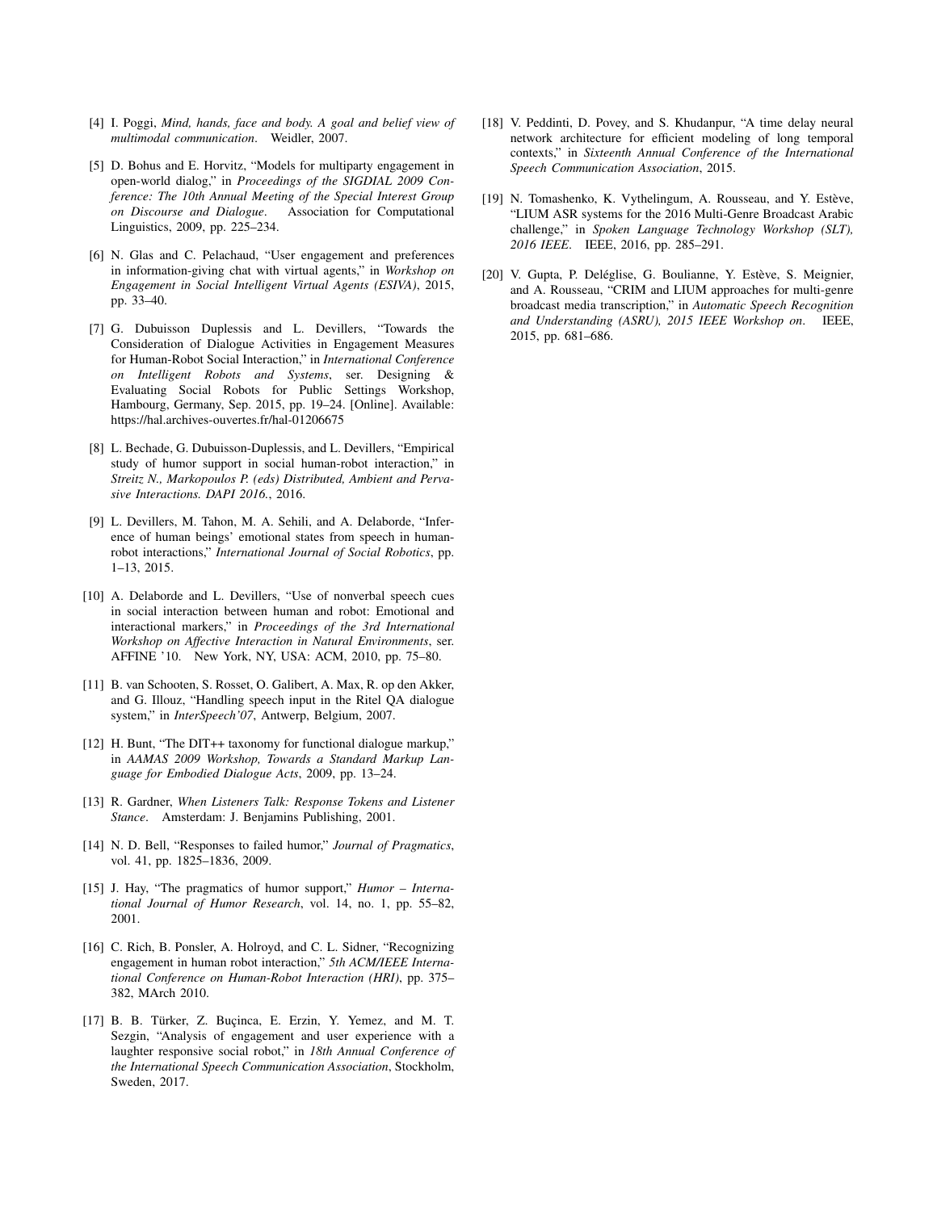[4] I. Poggi, *Mind, hands, face and body. A goal and belief view of multimodal communication*. Weidler, 2007.

[5] D. Bohus and E. Horvitz, "Models for multiparty engagement in open-world dialog," in *Proceedings of the SIGDIAL 2009 Conference: The 10th Annual Meeting of the Special Interest Group on Discourse and Dialogue*. Association for Computational Linguistics, 2009, pp. 225–234.

[6] N. Glas and C. Pelachaud, "User engagement and preferences in information-giving chat with virtual agents," in *Workshop on Engagement in Social Intelligent Virtual Agents (ESIVA)*, 2015, pp. 33–40.

[7] G. Dubuisson Duplessis and L. Devillers, "Towards the Consideration of Dialogue Activities in Engagement Measures for Human-Robot Social Interaction," in *International Conference on Intelligent Robots and Systems*, ser. Designing & Evaluating Social Robots for Public Settings Workshop, Hambourg, Germany, Sep. 2015, pp. 19–24. [Online]. Available: https://hal.archives-ouvertes.fr/hal-01206675

[8] L. Bechade, G. Dubuisson-Duplessis, and L. Devillers, "Empirical study of humor support in social human-robot interaction," in *Streitz N., Markopoulos P. (eds) Distributed, Ambient and Pervasive Interactions. DAPI 2016.*, 2016.

[9] L. Devillers, M. Tahon, M. A. Sehili, and A. Delaborde, "Inference of human beings' emotional states from speech in human-robot interactions," *International Journal of Social Robotics*, pp. 1–13, 2015.

[10] A. Delaborde and L. Devillers, "Use of nonverbal speech cues in social interaction between human and robot: Emotional and interactional markers," in *Proceedings of the 3rd International Workshop on Affective Interaction in Natural Environments*, ser. AFFINE '10. New York, NY, USA: ACM, 2010, pp. 75–80.

[11] B. van Schooten, S. Rosset, O. Galibert, A. Max, R. op den Akker, and G. Illouz, "Handling speech input in the Ritel QA dialogue system," in *InterSpeech'07*, Antwerp, Belgium, 2007.

[12] H. Bunt, "The DIT++ taxonomy for functional dialogue markup," in *AAMAS 2009 Workshop, Towards a Standard Markup Language for Embodied Dialogue Acts*, 2009, pp. 13–24.

[13] R. Gardner, *When Listeners Talk: Response Tokens and Listener Stance*. Amsterdam: J. Benjamins Publishing, 2001.

[14] N. D. Bell, "Responses to failed humor," *Journal of Pragmatics*, vol. 41, pp. 1825–1836, 2009.

[15] J. Hay, "The pragmatics of humor support," *Humor – International Journal of Humor Research*, vol. 14, no. 1, pp. 55–82, 2001.

[16] C. Rich, B. Ponsler, A. Holroyd, and C. L. Sidner, "Recognizing engagement in human robot interaction," *5th ACM/IEEE International Conference on Human-Robot Interaction (HRI)*, pp. 375–382, MArch 2010.

[17] B. B. Türker, Z. Buçinca, E. Erzin, Y. Yemez, and M. T. Sezgin, "Analysis of engagement and user experience with a laughter responsive social robot," in *18th Annual Conference of the International Speech Communication Association*, Stockholm, Sweden, 2017.

[18] V. Peddinti, D. Povey, and S. Khudanpur, "A time delay neural network architecture for efficient modeling of long temporal contexts," in *Sixteenth Annual Conference of the International Speech Communication Association*, 2015.

[19] N. Tomashenko, K. Vythelingum, A. Rousseau, and Y. Estève, "LIUM ASR systems for the 2016 Multi-Genre Broadcast Arabic challenge," in *Spoken Language Technology Workshop (SLT), 2016 IEEE*. IEEE, 2016, pp. 285–291.

[20] V. Gupta, P. Deléglise, G. Boulianne, Y. Estève, S. Meignier, and A. Rousseau, "CRIM and LIUM approaches for multi-genre broadcast media transcription," in *Automatic Speech Recognition and Understanding (ASRU), 2015 IEEE Workshop on*. IEEE, 2015, pp. 681–686.